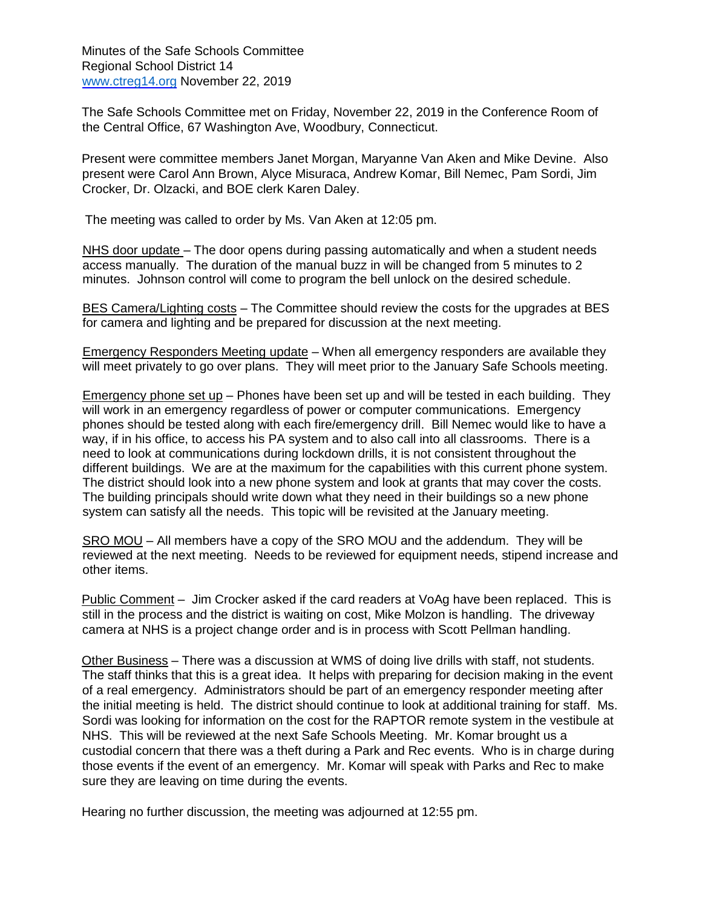Minutes of the Safe Schools Committee
Regional School District 14
www.ctreg14.org November 22, 2019

The Safe Schools Committee met on Friday, November 22, 2019 in the Conference Room of the Central Office, 67 Washington Ave, Woodbury, Connecticut.

Present were committee members Janet Morgan, Maryanne Van Aken and Mike Devine. Also present were Carol Ann Brown, Alyce Misuraca, Andrew Komar, Bill Nemec, Pam Sordi, Jim Crocker, Dr. Olzacki, and BOE clerk Karen Daley.

The meeting was called to order by Ms. Van Aken at 12:05 pm.

NHS door update – The door opens during passing automatically and when a student needs access manually. The duration of the manual buzz in will be changed from 5 minutes to 2 minutes. Johnson control will come to program the bell unlock on the desired schedule.

BES Camera/Lighting costs – The Committee should review the costs for the upgrades at BES for camera and lighting and be prepared for discussion at the next meeting.

Emergency Responders Meeting update – When all emergency responders are available they will meet privately to go over plans. They will meet prior to the January Safe Schools meeting.

Emergency phone set up – Phones have been set up and will be tested in each building. They will work in an emergency regardless of power or computer communications. Emergency phones should be tested along with each fire/emergency drill. Bill Nemec would like to have a way, if in his office, to access his PA system and to also call into all classrooms. There is a need to look at communications during lockdown drills, it is not consistent throughout the different buildings. We are at the maximum for the capabilities with this current phone system. The district should look into a new phone system and look at grants that may cover the costs. The building principals should write down what they need in their buildings so a new phone system can satisfy all the needs. This topic will be revisited at the January meeting.

SRO MOU – All members have a copy of the SRO MOU and the addendum. They will be reviewed at the next meeting. Needs to be reviewed for equipment needs, stipend increase and other items.

Public Comment – Jim Crocker asked if the card readers at VoAg have been replaced. This is still in the process and the district is waiting on cost, Mike Molzon is handling. The driveway camera at NHS is a project change order and is in process with Scott Pellman handling.

Other Business – There was a discussion at WMS of doing live drills with staff, not students. The staff thinks that this is a great idea. It helps with preparing for decision making in the event of a real emergency. Administrators should be part of an emergency responder meeting after the initial meeting is held. The district should continue to look at additional training for staff. Ms. Sordi was looking for information on the cost for the RAPTOR remote system in the vestibule at NHS. This will be reviewed at the next Safe Schools Meeting. Mr. Komar brought us a custodial concern that there was a theft during a Park and Rec events. Who is in charge during those events if the event of an emergency. Mr. Komar will speak with Parks and Rec to make sure they are leaving on time during the events.

Hearing no further discussion, the meeting was adjourned at 12:55 pm.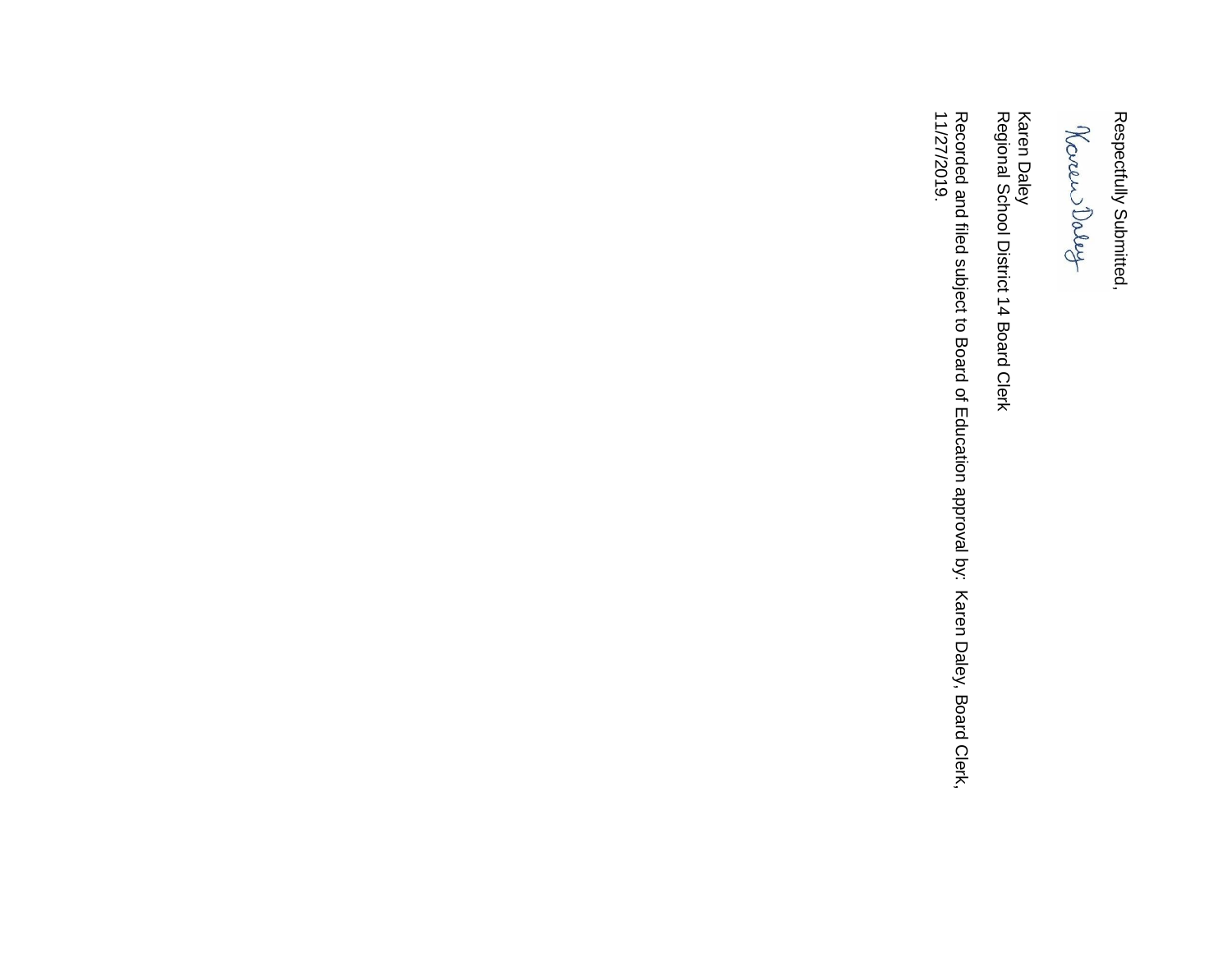Respectfully Submitted,

Karen Daley

Karen Daley
Regional School District 14 Board Clerk

Recorded and filed subject to Board of Education approval by: Karen Daley, Board Clerk, 11/27/2019.